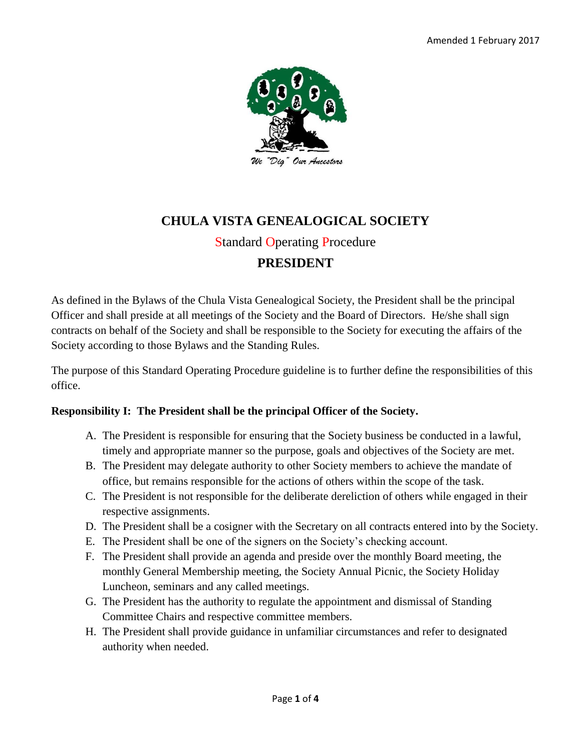Amended 1 February 2017

We "Dig" Our Ancestors

# CHULA VISTA GENEALOGICAL SOCIETY

## Standard Operating Procedure

## PRESIDENT

As defined in the Bylaws of the Chula Vista Genealogical Society, the President shall be the principal Officer and shall preside at all meetings of the Society and the Board of Directors. He/she shall sign contracts on behalf of the Society and shall be responsible to the Society for executing the affairs of the Society according to those Bylaws and the Standing Rules.

The purpose of this Standard Operating Procedure guideline is to further define the responsibilities of this office.

**Responsibility I: The President shall be the principal Officer of the Society.**

A. The President is responsible for ensuring that the Society business be conducted in a lawful, timely and appropriate manner so the purpose, goals and objectives of the Society are met.
B. The President may delegate authority to other Society members to achieve the mandate of office, but remains responsible for the actions of others within the scope of the task.
C. The President is not responsible for the deliberate dereliction of others while engaged in their respective assignments.
D. The President shall be a cosigner with the Secretary on all contracts entered into by the Society.
E. The President shall be one of the signers on the Society's checking account.
F. The President shall provide an agenda and preside over the monthly Board meeting, the monthly General Membership meeting, the Society Annual Picnic, the Society Holiday Luncheon, seminars and any called meetings.
G. The President has the authority to regulate the appointment and dismissal of Standing Committee Chairs and respective committee members.
H. The President shall provide guidance in unfamiliar circumstances and refer to designated authority when needed.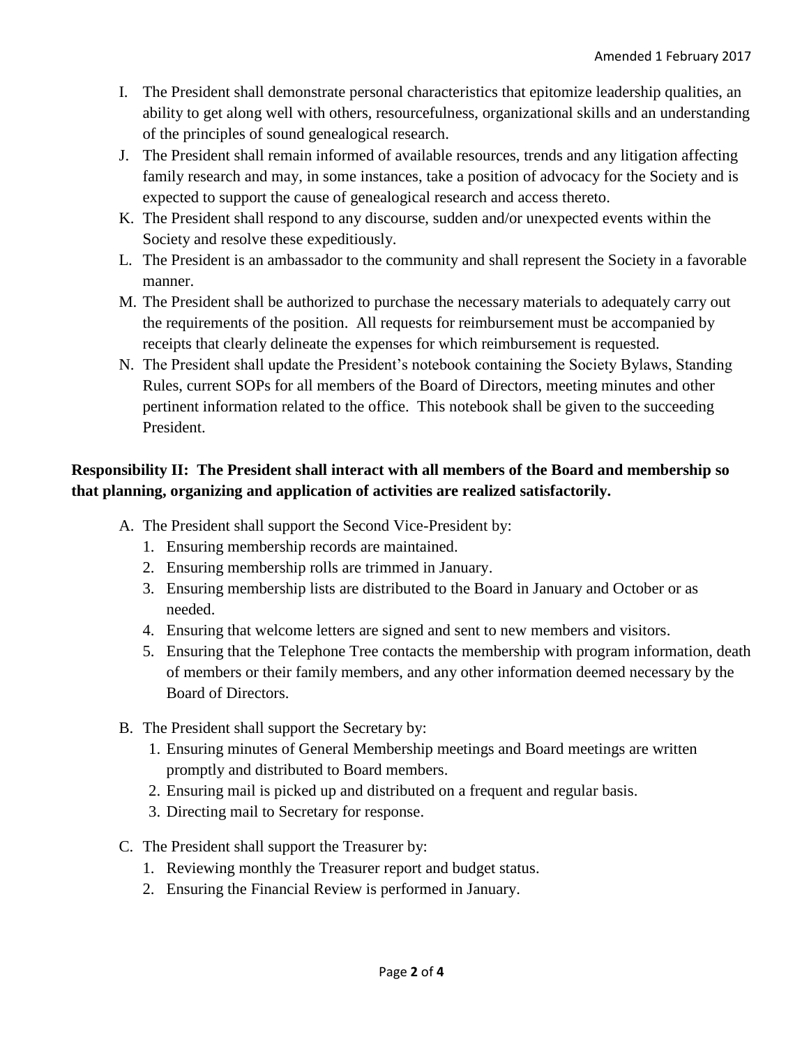I. The President shall demonstrate personal characteristics that epitomize leadership qualities, an ability to get along well with others, resourcefulness, organizational skills and an understanding of the principles of sound genealogical research.

J. The President shall remain informed of available resources, trends and any litigation affecting family research and may, in some instances, take a position of advocacy for the Society and is expected to support the cause of genealogical research and access thereto.

K. The President shall respond to any discourse, sudden and/or unexpected events within the Society and resolve these expeditiously.

L. The President is an ambassador to the community and shall represent the Society in a favorable manner.

M. The President shall be authorized to purchase the necessary materials to adequately carry out the requirements of the position. All requests for reimbursement must be accompanied by receipts that clearly delineate the expenses for which reimbursement is requested.

N. The President shall update the President's notebook containing the Society Bylaws, Standing Rules, current SOPs for all members of the Board of Directors, meeting minutes and other pertinent information related to the office. This notebook shall be given to the succeeding President.

**Responsibility II: The President shall interact with all members of the Board and membership so that planning, organizing and application of activities are realized satisfactorily.**

A. The President shall support the Second Vice-President by:
   1. Ensuring membership records are maintained.
   2. Ensuring membership rolls are trimmed in January.
   3. Ensuring membership lists are distributed to the Board in January and October or as needed.
   4. Ensuring that welcome letters are signed and sent to new members and visitors.
   5. Ensuring that the Telephone Tree contacts the membership with program information, death of members or their family members, and any other information deemed necessary by the Board of Directors.

B. The President shall support the Secretary by:
   1. Ensuring minutes of General Membership meetings and Board meetings are written promptly and distributed to Board members.
   2. Ensuring mail is picked up and distributed on a frequent and regular basis.
   3. Directing mail to Secretary for response.

C. The President shall support the Treasurer by:
   1. Reviewing monthly the Treasurer report and budget status.
   2. Ensuring the Financial Review is performed in January.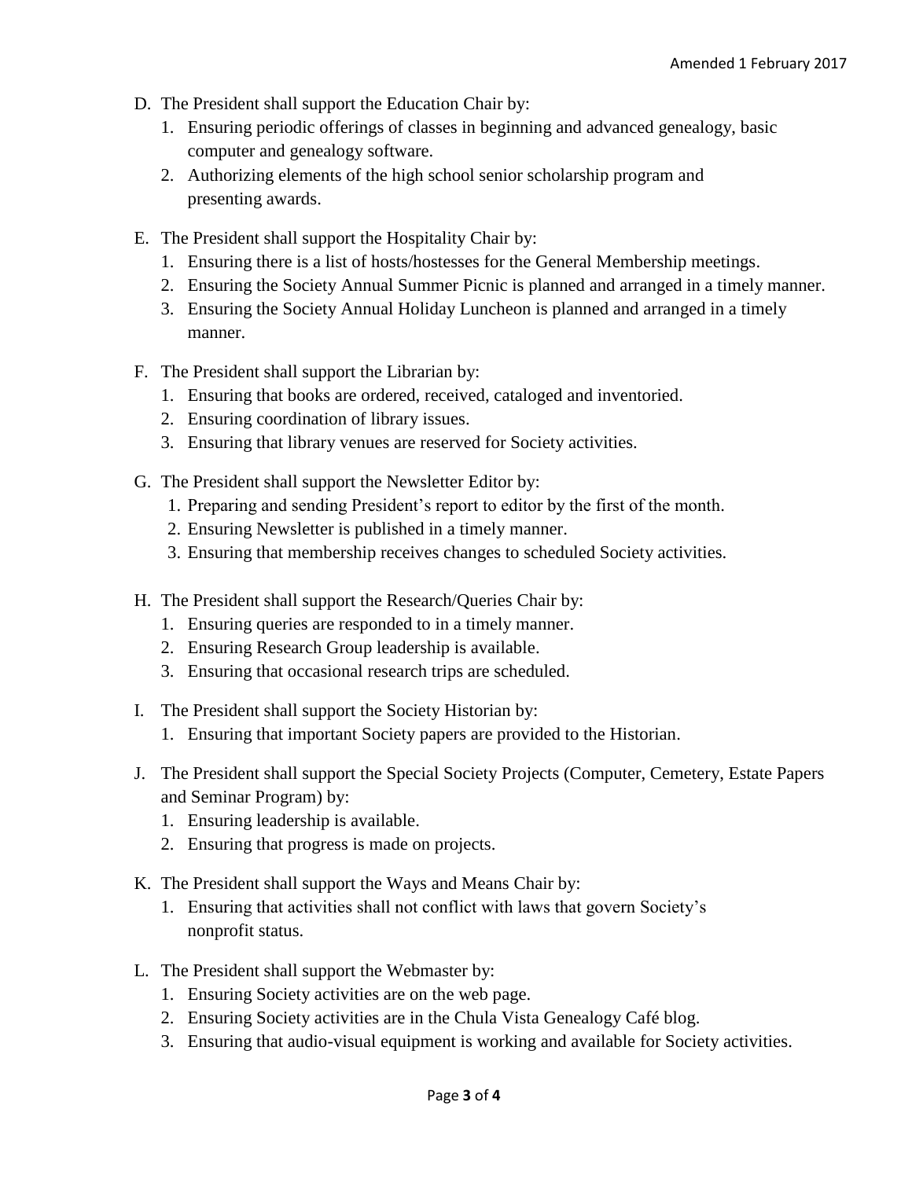D. The President shall support the Education Chair by:
   1. Ensuring periodic offerings of classes in beginning and advanced genealogy, basic computer and genealogy software.
   2. Authorizing elements of the high school senior scholarship program and presenting awards.

E. The President shall support the Hospitality Chair by:
   1. Ensuring there is a list of hosts/hostesses for the General Membership meetings.
   2. Ensuring the Society Annual Summer Picnic is planned and arranged in a timely manner.
   3. Ensuring the Society Annual Holiday Luncheon is planned and arranged in a timely manner.

F. The President shall support the Librarian by:
   1. Ensuring that books are ordered, received, cataloged and inventoried.
   2. Ensuring coordination of library issues.
   3. Ensuring that library venues are reserved for Society activities.

G. The President shall support the Newsletter Editor by:
   1. Preparing and sending President's report to editor by the first of the month.
   2. Ensuring Newsletter is published in a timely manner.
   3. Ensuring that membership receives changes to scheduled Society activities.

H. The President shall support the Research/Queries Chair by:
   1. Ensuring queries are responded to in a timely manner.
   2. Ensuring Research Group leadership is available.
   3. Ensuring that occasional research trips are scheduled.

I. The President shall support the Society Historian by:
   1. Ensuring that important Society papers are provided to the Historian.

J. The President shall support the Special Society Projects (Computer, Cemetery, Estate Papers and Seminar Program) by:
   1. Ensuring leadership is available.
   2. Ensuring that progress is made on projects.

K. The President shall support the Ways and Means Chair by:
   1. Ensuring that activities shall not conflict with laws that govern Society's nonprofit status.

L. The President shall support the Webmaster by:
   1. Ensuring Society activities are on the web page.
   2. Ensuring Society activities are in the Chula Vista Genealogy Café blog.
   3. Ensuring that audio-visual equipment is working and available for Society activities.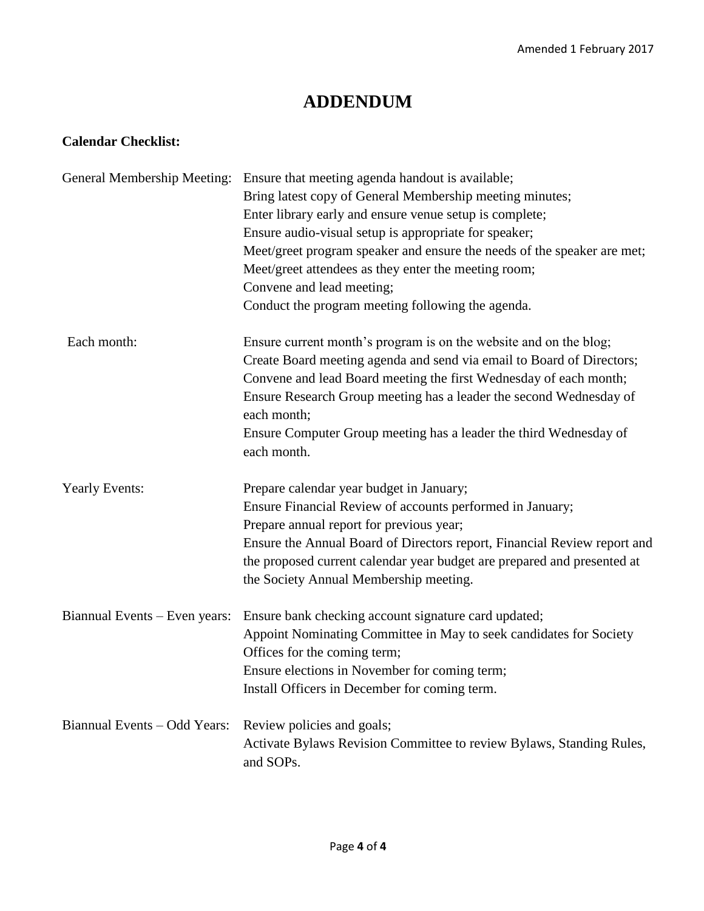# ADDENDUM

**Calendar Checklist:**

| | |
|---|---|
| General Membership Meeting: | Ensure that meeting agenda handout is available;<br>Bring latest copy of General Membership meeting minutes;<br>Enter library early and ensure venue setup is complete;<br>Ensure audio-visual setup is appropriate for speaker;<br>Meet/greet program speaker and ensure the needs of the speaker are met;<br>Meet/greet attendees as they enter the meeting room;<br>Convene and lead meeting;<br>Conduct the program meeting following the agenda. |
| Each month: | Ensure current month's program is on the website and on the blog;<br>Create Board meeting agenda and send via email to Board of Directors;<br>Convene and lead Board meeting the first Wednesday of each month;<br>Ensure Research Group meeting has a leader the second Wednesday of each month;<br>Ensure Computer Group meeting has a leader the third Wednesday of each month. |
| Yearly Events: | Prepare calendar year budget in January;<br>Ensure Financial Review of accounts performed in January;<br>Prepare annual report for previous year;<br>Ensure the Annual Board of Directors report, Financial Review report and the proposed current calendar year budget are prepared and presented at the Society Annual Membership meeting. |
| Biannual Events – Even years: | Ensure bank checking account signature card updated;<br>Appoint Nominating Committee in May to seek candidates for Society Offices for the coming term;<br>Ensure elections in November for coming term;<br>Install Officers in December for coming term. |
| Biannual Events – Odd Years: | Review policies and goals;<br>Activate Bylaws Revision Committee to review Bylaws, Standing Rules, and SOPs. |